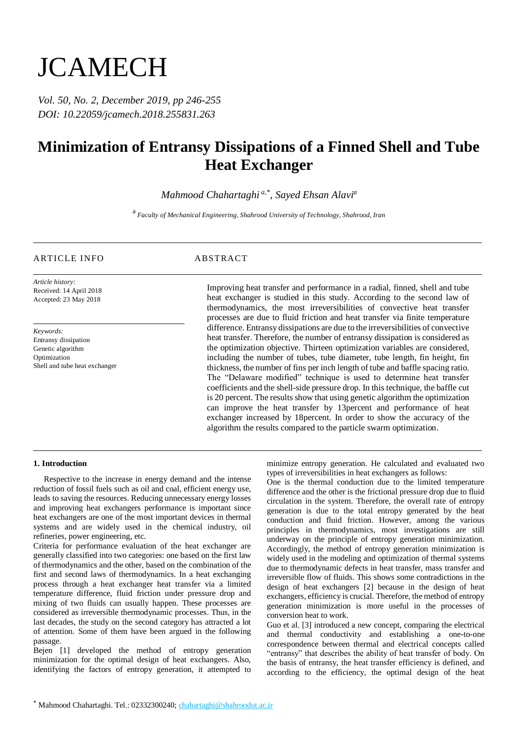# JCAMECH

*Vol. 50, No. 2, December 2019, pp 246-255*
*DOI: 10.22059/jcamech.2018.255831.263*

# Minimization of Entransy Dissipations of a Finned Shell and Tube Heat Exchanger

*Mahmood Chahartaghi* [a,*], *Sayed Ehsan Alavi* [a]

[a] *Faculty of Mechanical Engineering, Shahrood University of Technology, Shahrood, Iran*

---

## ARTICLE INFO

*Article history:*
Received: 14 April 2018
Accepted: 23 May 2018

*Keywords:*
Entransy dissipation
Genetic algorithm
Optimization
Shell and tube heat exchanger

## ABSTRACT

Improving heat transfer and performance in a radial, finned, shell and tube heat exchanger is studied in this study. According to the second law of thermodynamics, the most irreversibilities of convective heat transfer processes are due to fluid friction and heat transfer via finite temperature difference. Entransy dissipations are due to the irreversibilities of convective heat transfer. Therefore, the number of entransy dissipation is considered as the optimization objective. Thirteen optimization variables are considered, including the number of tubes, tube diameter, tube length, fin height, fin thickness, the number of fins per inch length of tube and baffle spacing ratio. The "Delaware modified" technique is used to determine heat transfer coefficients and the shell-side pressure drop. In this technique, the baffle cut is 20 percent. The results show that using genetic algorithm the optimization can improve the heat transfer by 13percent and performance of heat exchanger increased by 18percent. In order to show the accuracy of the algorithm the results compared to the particle swarm optimization.

---

### 1. Introduction

Respective to the increase in energy demand and the intense reduction of fossil fuels such as oil and coal, efficient energy use, leads to saving the resources. Reducing unnecessary energy losses and improving heat exchangers performance is important since heat exchangers are one of the most important devices in thermal systems and are widely used in the chemical industry, oil refineries, power engineering, etc.

Criteria for performance evaluation of the heat exchanger are generally classified into two categories: one based on the first law of thermodynamics and the other, based on the combination of the first and second laws of thermodynamics. In a heat exchanging process through a heat exchanger heat transfer via a limited temperature difference, fluid friction under pressure drop and mixing of two fluids can usually happen. These processes are considered as irreversible thermodynamic processes. Thus, in the last decades, the study on the second category has attracted a lot of attention. Some of them have been argued in the following passage.

Bejen [1] developed the method of entropy generation minimization for the optimal design of heat exchangers. Also, identifying the factors of entropy generation, it attempted to minimize entropy generation. He calculated and evaluated two types of irreversibilities in heat exchangers as follows:

One is the thermal conduction due to the limited temperature difference and the other is the frictional pressure drop due to fluid circulation in the system. Therefore, the overall rate of entropy generation is due to the total entropy generated by the heat conduction and fluid friction. However, among the various principles in thermodynamics, most investigations are still underway on the principle of entropy generation minimization. Accordingly, the method of entropy generation minimization is widely used in the modeling and optimization of thermal systems due to thermodynamic defects in heat transfer, mass transfer and irreversible flow of fluids. This shows some contradictions in the design of heat exchangers [2] because in the design of heat exchangers, efficiency is crucial. Therefore, the method of entropy generation minimization is more useful in the processes of conversion heat to work.

Guo et al. [3] introduced a new concept, comparing the electrical and thermal conductivity and establishing a one-to-one correspondence between thermal and electrical concepts called "entransy" that describes the ability of heat transfer of body. On the basis of entransy, the heat transfer efficiency is defined, and according to the efficiency, the optimal design of the heat

[*] Mahmood Chahartaghi. Tel.: 02332300240; chahartaghi@shahroodut.ac.ir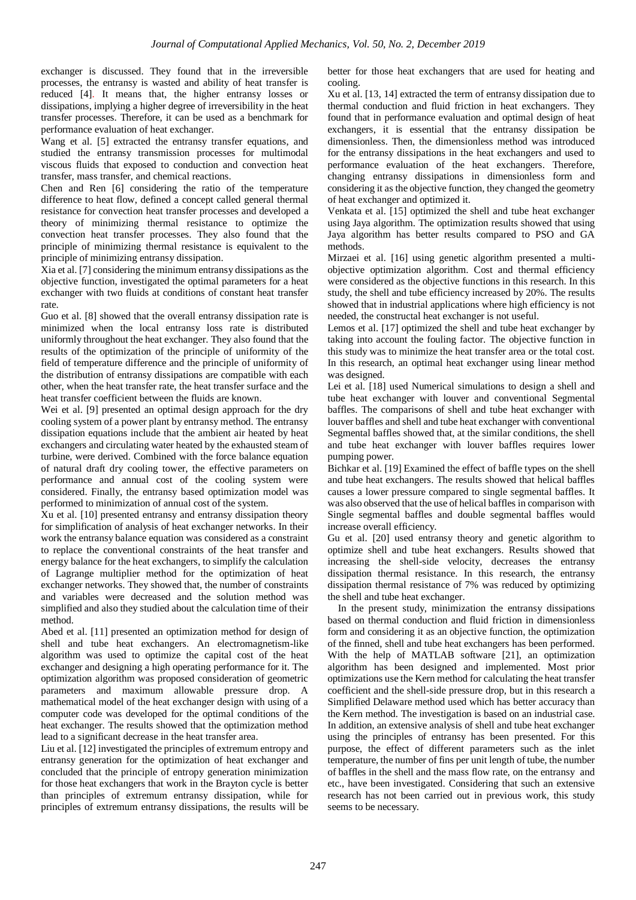exchanger is discussed. They found that in the irreversible processes, the entransy is wasted and ability of heat transfer is reduced [4]. It means that, the higher entransy losses or dissipations, implying a higher degree of irreversibility in the heat transfer processes. Therefore, it can be used as a benchmark for performance evaluation of heat exchanger.

Wang et al. [5] extracted the entransy transfer equations, and studied the entransy transmission processes for multimodal viscous fluids that exposed to conduction and convection heat transfer, mass transfer, and chemical reactions.

Chen and Ren [6] considering the ratio of the temperature difference to heat flow, defined a concept called general thermal resistance for convection heat transfer processes and developed a theory of minimizing thermal resistance to optimize the convection heat transfer processes. They also found that the principle of minimizing thermal resistance is equivalent to the principle of minimizing entransy dissipation.

Xia et al. [7] considering the minimum entransy dissipations as the objective function, investigated the optimal parameters for a heat exchanger with two fluids at conditions of constant heat transfer rate.

Guo et al. [8] showed that the overall entransy dissipation rate is minimized when the local entransy loss rate is distributed uniformly throughout the heat exchanger. They also found that the results of the optimization of the principle of uniformity of the field of temperature difference and the principle of uniformity of the distribution of entransy dissipations are compatible with each other, when the heat transfer rate, the heat transfer surface and the heat transfer coefficient between the fluids are known.

Wei et al. [9] presented an optimal design approach for the dry cooling system of a power plant by entransy method. The entransy dissipation equations include that the ambient air heated by heat exchangers and circulating water heated by the exhausted steam of turbine, were derived. Combined with the force balance equation of natural draft dry cooling tower, the effective parameters on performance and annual cost of the cooling system were considered. Finally, the entransy based optimization model was performed to minimization of annual cost of the system.

Xu et al. [10] presented entransy and entransy dissipation theory for simplification of analysis of heat exchanger networks. In their work the entransy balance equation was considered as a constraint to replace the conventional constraints of the heat transfer and energy balance for the heat exchangers, to simplify the calculation of Lagrange multiplier method for the optimization of heat exchanger networks. They showed that, the number of constraints and variables were decreased and the solution method was simplified and also they studied about the calculation time of their method.

Abed et al. [11] presented an optimization method for design of shell and tube heat exchangers. An electromagnetism-like algorithm was used to optimize the capital cost of the heat exchanger and designing a high operating performance for it. The optimization algorithm was proposed consideration of geometric parameters and maximum allowable pressure drop. A mathematical model of the heat exchanger design with using of a computer code was developed for the optimal conditions of the heat exchanger. The results showed that the optimization method lead to a significant decrease in the heat transfer area.

Liu et al. [12] investigated the principles of extremum entropy and entransy generation for the optimization of heat exchanger and concluded that the principle of entropy generation minimization for those heat exchangers that work in the Brayton cycle is better than principles of extremum entransy dissipation, while for principles of extremum entransy dissipations, the results will be better for those heat exchangers that are used for heating and cooling.

Xu et al. [13, 14] extracted the term of entransy dissipation due to thermal conduction and fluid friction in heat exchangers. They found that in performance evaluation and optimal design of heat exchangers, it is essential that the entransy dissipation be dimensionless. Then, the dimensionless method was introduced for the entransy dissipations in the heat exchangers and used to performance evaluation of the heat exchangers. Therefore, changing entransy dissipations in dimensionless form and considering it as the objective function, they changed the geometry of heat exchanger and optimized it.

Venkata et al. [15] optimized the shell and tube heat exchanger using Jaya algorithm. The optimization results showed that using Jaya algorithm has better results compared to PSO and GA methods.

Mirzaei et al. [16] using genetic algorithm presented a multi-objective optimization algorithm. Cost and thermal efficiency were considered as the objective functions in this research. In this study, the shell and tube efficiency increased by 20%. The results showed that in industrial applications where high efficiency is not needed, the constructal heat exchanger is not useful.

Lemos et al. [17] optimized the shell and tube heat exchanger by taking into account the fouling factor. The objective function in this study was to minimize the heat transfer area or the total cost. In this research, an optimal heat exchanger using linear method was designed.

Lei et al. [18] used Numerical simulations to design a shell and tube heat exchanger with louver and conventional Segmental baffles. The comparisons of shell and tube heat exchanger with louver baffles and shell and tube heat exchanger with conventional Segmental baffles showed that, at the similar conditions, the shell and tube heat exchanger with louver baffles requires lower pumping power.

Bichkar et al. [19] Examined the effect of baffle types on the shell and tube heat exchangers. The results showed that helical baffles causes a lower pressure compared to single segmental baffles. It was also observed that the use of helical baffles in comparison with Single segmental baffles and double segmental baffles would increase overall efficiency.

Gu et al. [20] used entransy theory and genetic algorithm to optimize shell and tube heat exchangers. Results showed that increasing the shell-side velocity, decreases the entransy dissipation thermal resistance. In this research, the entransy dissipation thermal resistance of 7% was reduced by optimizing the shell and tube heat exchanger.

In the present study, minimization the entransy dissipations based on thermal conduction and fluid friction in dimensionless form and considering it as an objective function, the optimization of the finned, shell and tube heat exchangers has been performed. With the help of MATLAB software [21], an optimization algorithm has been designed and implemented. Most prior optimizations use the Kern method for calculating the heat transfer coefficient and the shell-side pressure drop, but in this research a Simplified Delaware method used which has better accuracy than the Kern method. The investigation is based on an industrial case. In addition, an extensive analysis of shell and tube heat exchanger using the principles of entransy has been presented. For this purpose, the effect of different parameters such as the inlet temperature, the number of fins per unit length of tube, the number of baffles in the shell and the mass flow rate, on the entransy and etc., have been investigated. Considering that such an extensive research has not been carried out in previous work, this study seems to be necessary.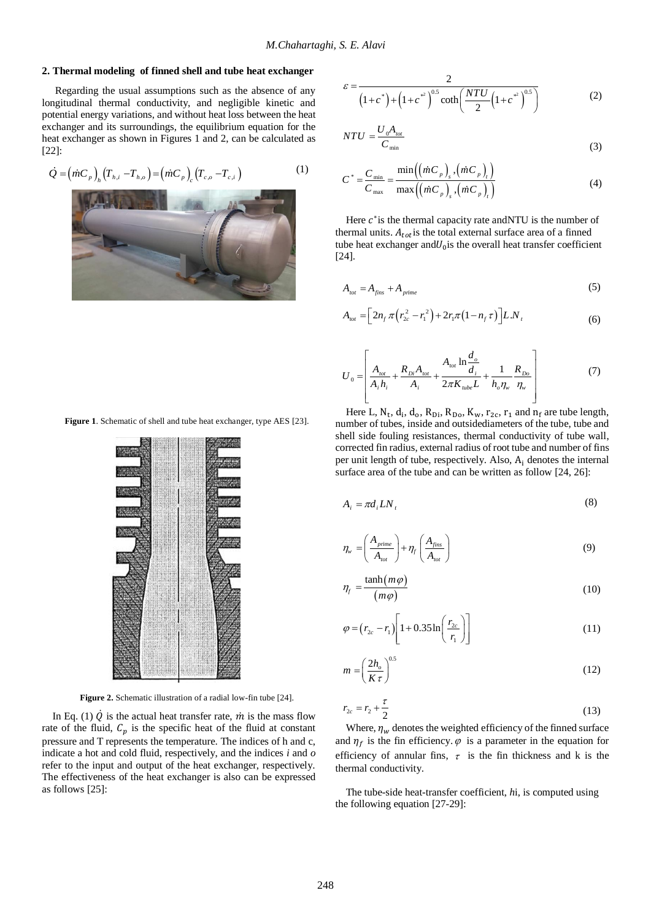## 2. Thermal modeling of finned shell and tube heat exchanger

Regarding the usual assumptions such as the absence of any longitudinal thermal conductivity, and negligible kinetic and potential energy variations, and without heat loss between the heat exchanger and its surroundings, the equilibrium equation for the heat exchanger as shown in Figures 1 and 2, can be calculated as [22]:

$$\dot{Q} = \left(\dot{m}C_p\right)_h \left(T_{h,i} - T_{h,o}\right) = \left(\dot{m}C_p\right)_c \left(T_{c,o} - T_{c,i}\right) \tag{1}$$

**Figure 1**. Schematic of shell and tube heat exchanger, type AES [23].

**Figure 2.** Schematic illustration of a radial low-fin tube [24].

In Eq. (1) $\dot{Q}$ is the actual heat transfer rate, $\dot{m}$ is the mass flow rate of the fluid, $C_p$ is the specific heat of the fluid at constant pressure and T represents the temperature. The indices of h and c, indicate a hot and cold fluid, respectively, and the indices *i* and *o* refer to the input and output of the heat exchanger, respectively. The effectiveness of the heat exchanger is also can be expressed as follows [25]:

$$\varepsilon = \frac{2}{\left(1+c^*\right) + \left(1+c^{*2}\right)^{0.5} \coth\left(\frac{NTU}{2}\left(1+c^{*2}\right)^{0.5}\right)} \tag{2}$$

$$NTU = \frac{U_0 A_{tot}}{C_{\min}} \tag{3}$$

$$C^* = \frac{C_{\min}}{C_{\max}} = \frac{\min\left(\left(\dot{m}C_p\right)_s, \left(\dot{m}C_p\right)_t\right)}{\max\left(\left(\dot{m}C_p\right)_s, \left(\dot{m}C_p\right)_t\right)} \tag{4}$$

Here $c^*$ is the thermal capacity rate and NTU is the number of thermal units. $A_{tot}$ is the total external surface area of a finned tube heat exchanger and $U_0$ is the overall heat transfer coefficient [24].

$$A_{tot} = A_{fins} + A_{prime} \tag{5}$$

$$A_{tot} = \left[2n_f \pi\left(r_{2c}^2 - r_1^2\right) + 2r_1\pi\left(1 - n_f\tau\right)\right]L.N_t \tag{6}$$

$$U_0 = \left[\frac{A_{tot}}{A_i h_i} + \frac{R_{Di}A_{tot}}{A_i} + \frac{A_{tot}\ln\dfrac{d_o}{d_i}}{2\pi K_{tube}L} + \frac{1}{h_o\eta_w}\frac{R_{Do}}{\eta_w}\right] \tag{7}$$

Here L, $N_t$, $d_i$, $d_o$, $R_{Di}$, $R_{Do}$, $K_w$, $r_{2c}$, $r_1$ and $n_f$ are tube length, number of tubes, inside and outside diameters of the tube, tube and shell side fouling resistances, thermal conductivity of tube wall, corrected fin radius, external radius of root tube and number of fins per unit length of tube, respectively. Also, $A_i$ denotes the internal surface area of the tube and can be written as follow [24, 26]:

$$A_i = \pi d_i L N_t \tag{8}$$

$$\eta_w = \left(\frac{A_{prime}}{A_{tot}}\right) + \eta_f\left(\frac{A_{fins}}{A_{tot}}\right) \tag{9}$$

$$\eta_f = \frac{\tanh\left(m\varphi\right)}{\left(m\varphi\right)} \tag{10}$$

$$\varphi = \left(r_{2c} - r_1\right)\left[1 + 0.35\ln\left(\frac{r_{2c}}{r_1}\right)\right] \tag{11}$$

$$m = \left(\frac{2h_o}{K\tau}\right)^{0.5} \tag{12}$$

$$r_{2c} = r_2 + \frac{\tau}{2} \tag{13}$$

Where, $\eta_w$ denotes the weighted efficiency of the finned surface and $\eta_f$ is the fin efficiency. $\varphi$ is a parameter in the equation for efficiency of annular fins, $\tau$ is the fin thickness and k is the thermal conductivity.

The tube-side heat-transfer coefficient, *h*i, is computed using the following equation [27-29]: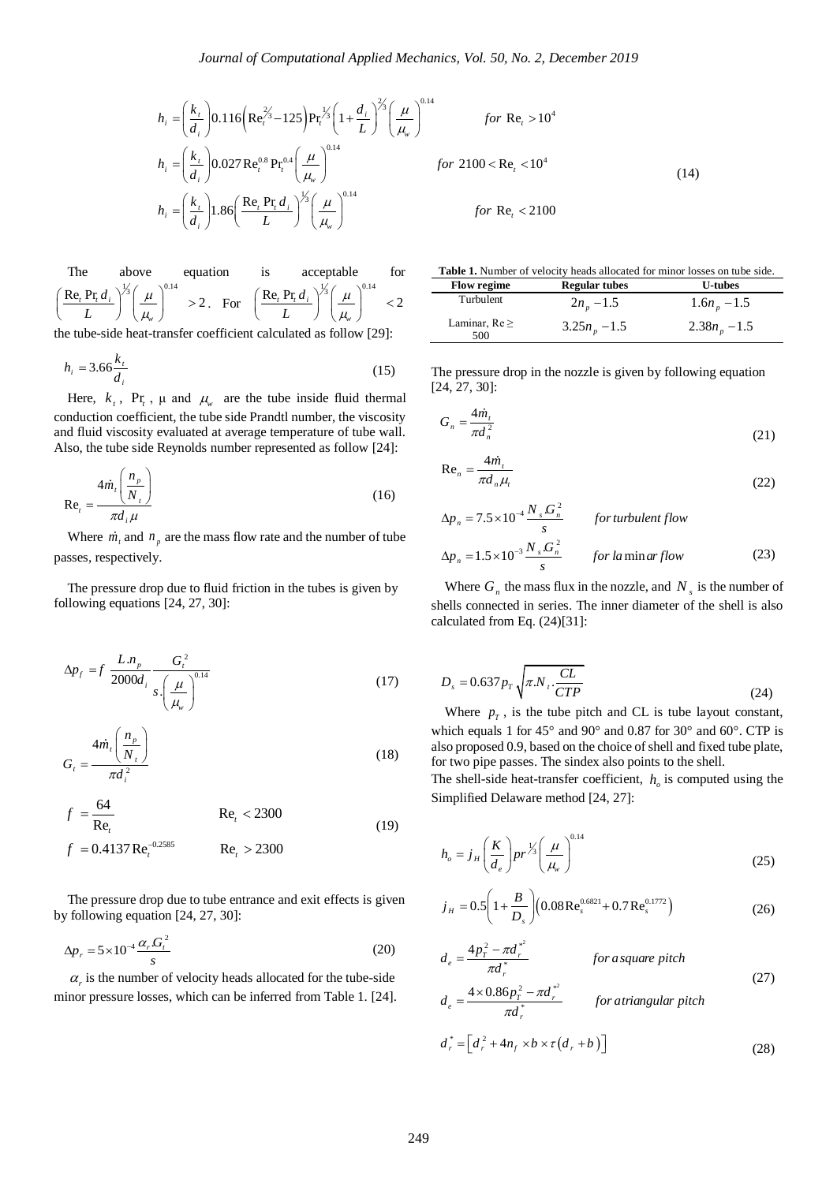$$h_i = \left(\frac{k_t}{d_i}\right) 0.116\left(\mathrm{Re}_t^{2/3} - 125\right)\mathrm{Pr}_t^{1/3}\left(1+\frac{d_i}{L}\right)^{2/3}\left(\frac{\mu}{\mu_w}\right)^{0.14} \qquad for\ \mathrm{Re}_t > 10^4$$

$$h_i = \left(\frac{k_t}{d_i}\right) 0.027\,\mathrm{Re}_t^{0.8}\,\mathrm{Pr}_t^{0.4}\left(\frac{\mu}{\mu_w}\right)^{0.14} \qquad for\ 2100 < \mathrm{Re}_t < 10^4 \tag{14}$$

$$h_i = \left(\frac{k_t}{d_i}\right) 1.86\left(\frac{\mathrm{Re}_t\,\mathrm{Pr}_t\,d_i}{L}\right)^{1/3}\left(\frac{\mu}{\mu_w}\right)^{0.14} \qquad for\ \mathrm{Re}_t < 2100$$

The above equation is acceptable for $\left(\frac{\mathrm{Re}_t\,\mathrm{Pr}_t\,d_i}{L}\right)^{1/3}\left(\frac{\mu}{\mu_w}\right)^{0.14} > 2$. For $\left(\frac{\mathrm{Re}_t\,\mathrm{Pr}_t\,d_i}{L}\right)^{1/3}\left(\frac{\mu}{\mu_w}\right)^{0.14} < 2$ the tube-side heat-transfer coefficient calculated as follow [29]:

$$h_i = 3.66\frac{k_t}{d_i} \tag{15}$$

Here, $k_t$, $\mathrm{Pr}_t$, μ and $\mu_w$ are the tube inside fluid thermal conduction coefficient, the tube side Prandtl number, the viscosity and fluid viscosity evaluated at average temperature of tube wall. Also, the tube side Reynolds number represented as follow [24]:

$$\mathrm{Re}_t = \frac{4\dot{m}_t\left(\frac{n_p}{N_t}\right)}{\pi d_i \mu} \tag{16}$$

Where $\dot{m}_t$ and $n_p$ are the mass flow rate and the number of tube passes, respectively.

The pressure drop due to fluid friction in the tubes is given by following equations [24, 27, 30]:

$$\Delta p_f = f\ \frac{L.n_p}{2000 d_i}\frac{G_t^2}{s.\left(\frac{\mu}{\mu_w}\right)^{0.14}} \tag{17}$$

$$G_t = \frac{4\dot{m}_t\left(\frac{n_p}{N_t}\right)}{\pi d_i^2} \tag{18}$$

$$f = \frac{64}{\mathrm{Re}_t} \qquad \mathrm{Re}_t < 2300$$

$$f = 0.4137\,\mathrm{Re}_t^{-0.2585} \qquad \mathrm{Re}_t > 2300 \tag{19}$$

The pressure drop due to tube entrance and exit effects is given by following equation [24, 27, 30]:

$$\Delta p_r = 5\times10^{-4}\frac{\alpha_r G_t^2}{s} \tag{20}$$

$\alpha_r$ is the number of velocity heads allocated for the tube-side minor pressure losses, which can be inferred from Table 1. [24].

**Table 1.** Number of velocity heads allocated for minor losses on tube side.

| Flow regime | Regular tubes | U-tubes |
|---|---|---|
| Turbulent | $2n_p - 1.5$ | $1.6n_p - 1.5$ |
| Laminar, Re ≥ 500 | $3.25n_p - 1.5$ | $2.38n_p - 1.5$ |

The pressure drop in the nozzle is given by following equation [24, 27, 30]:

$$G_n = \frac{4\dot{m}_t}{\pi d_n^2} \tag{21}$$

$$\mathrm{Re}_n = \frac{4\dot{m}_t}{\pi d_n \mu_t} \tag{22}$$

$$\Delta p_n = 7.5\times10^{-4}\frac{N_s.G_n^2}{s} \qquad for\ turbulent\ flow$$

$$\Delta p_n = 1.5\times10^{-3}\frac{N_s.G_n^2}{s} \qquad for\ laminar\ flow \tag{23}$$

Where $G_n$ the mass flux in the nozzle, and $N_s$ is the number of shells connected in series. The inner diameter of the shell is also calculated from Eq. (24)[31]:

$$D_s = 0.637\,p_T\sqrt{\pi.N_t.\frac{CL}{CTP}} \tag{24}$$

Where $p_T$, is the tube pitch and CL is tube layout constant, which equals 1 for 45° and 90° and 0.87 for 30° and 60°. CTP is also proposed 0.9, based on the choice of shell and fixed tube plate, for two pipe passes. The sindex also points to the shell.

The shell-side heat-transfer coefficient, $h_o$ is computed using the Simplified Delaware method [24, 27]:

$$h_o = j_H\left(\frac{K}{d_e}\right)pr^{1/3}\left(\frac{\mu}{\mu_w}\right)^{0.14} \tag{25}$$

$$j_H = 0.5\left(1+\frac{B}{D_s}\right)\left(0.08\,\mathrm{Re}_s^{0.6821} + 0.7\,\mathrm{Re}_s^{0.1772}\right) \tag{26}$$

$$d_e = \frac{4p_T^2 - \pi d_r^{*2}}{\pi d_r^*} \qquad for\ a\ square\ pitch$$

$$d_e = \frac{4\times0.86p_T^2 - \pi d_r^{*2}}{\pi d_r^*} \qquad for\ a\ triangular\ pitch \tag{27}$$

$$d_r^* = \left[d_r^2 + 4n_f \times b\times\tau\left(d_r + b\right)\right] \tag{28}$$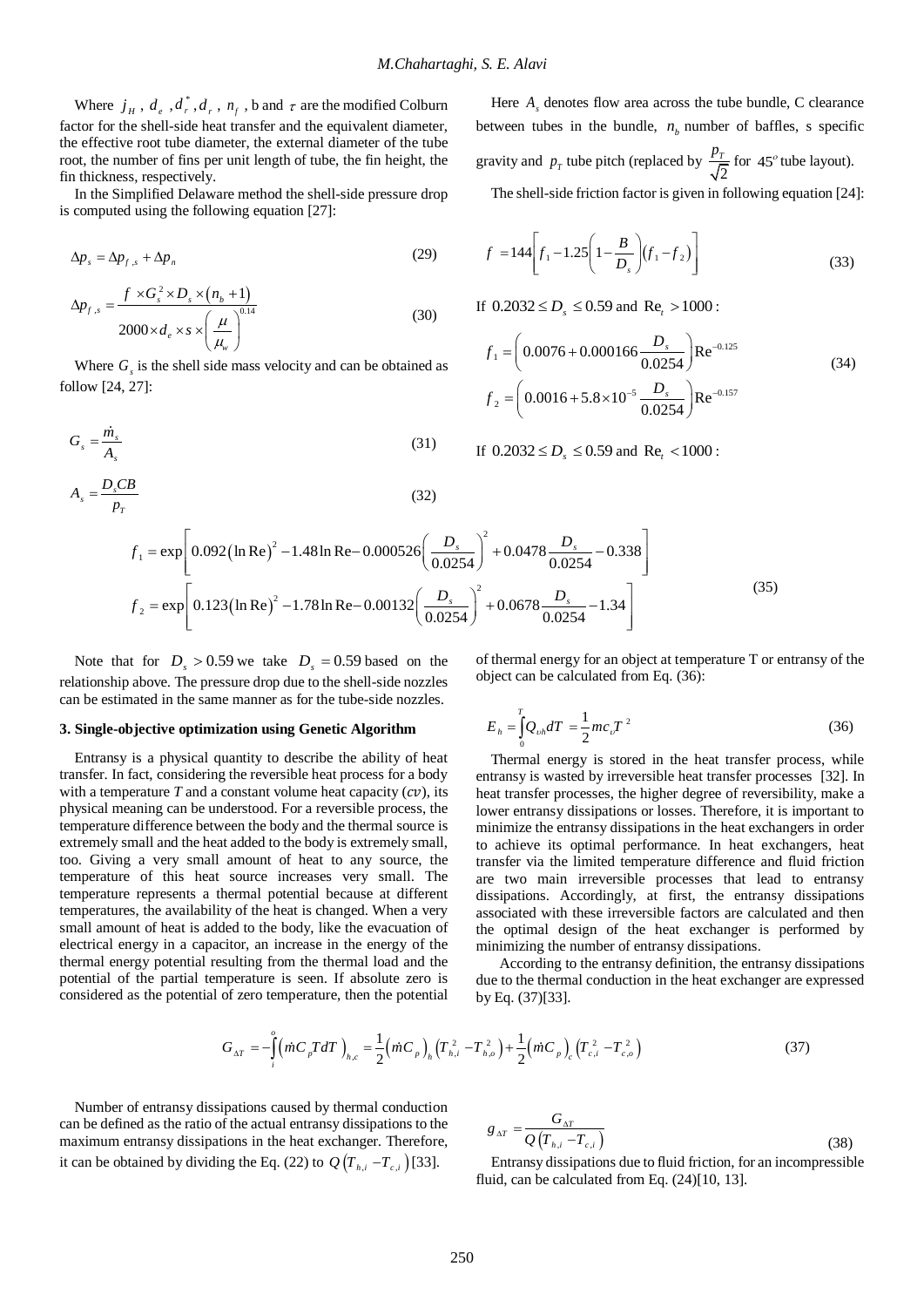Where $j_H$ , $d_e$ , $d_r^*$, $d_r$ , $n_f$ , b and $\tau$ are the modified Colburn factor for the shell-side heat transfer and the equivalent diameter, the effective root tube diameter, the external diameter of the tube root, the number of fins per unit length of tube, the fin height, the fin thickness, respectively.

In the Simplified Delaware method the shell-side pressure drop is computed using the following equation [27]:

$$\Delta p_s = \Delta p_{f,s} + \Delta p_n \tag{29}$$

$$\Delta p_{f,s} = \frac{f \times G_s^2 \times D_s \times (n_b + 1)}{2000 \times d_e \times s \times \left(\frac{\mu}{\mu_w}\right)^{0.14}} \tag{30}$$

Where $G_s$ is the shell side mass velocity and can be obtained as follow [24, 27]:

$$G_s = \frac{\dot{m}_s}{A_s} \tag{31}$$

$$A_s = \frac{D_s CB}{p_T} \tag{32}$$

Here $A_s$ denotes flow area across the tube bundle, C clearance between tubes in the bundle, $n_b$ number of baffles, s specific gravity and $p_T$ tube pitch (replaced by $\frac{p_T}{\sqrt{2}}$ for $45^o$ tube layout).

The shell-side friction factor is given in following equation [24]:

$$f = 144\left[f_1 - 1.25\left(1 - \frac{B}{D_s}\right)(f_1 - f_2)\right] \tag{33}$$

If $0.2032 \le D_s \le 0.59$ and $\text{Re}_t > 1000$ :

$$\begin{aligned} f_1 &= \left(0.0076 + 0.000166\frac{D_s}{0.0254}\right)\text{Re}^{-0.125} \\ f_2 &= \left(0.0016 + 5.8 \times 10^{-5}\frac{D_s}{0.0254}\right)\text{Re}^{-0.157} \end{aligned} \tag{34}$$

If $0.2032 \le D_s \le 0.59$ and $\text{Re}_t < 1000$ :

$$\begin{aligned} f_1 &= \exp\left[0.092(\ln \text{Re})^2 - 1.48\ln \text{Re} - 0.000526\left(\frac{D_s}{0.0254}\right)^2 + 0.0478\frac{D_s}{0.0254} - 0.338\right] \\ f_2 &= \exp\left[0.123(\ln \text{Re})^2 - 1.78\ln \text{Re} - 0.00132\left(\frac{D_s}{0.0254}\right)^2 + 0.0678\frac{D_s}{0.0254} - 1.34\right] \end{aligned} \tag{35}$$

Note that for $D_s > 0.59$ we take $D_s = 0.59$ based on the relationship above. The pressure drop due to the shell-side nozzles can be estimated in the same manner as for the tube-side nozzles.

### 3. Single-objective optimization using Genetic Algorithm

Entransy is a physical quantity to describe the ability of heat transfer. In fact, considering the reversible heat process for a body with a temperature *T* and a constant volume heat capacity (*cv*), its physical meaning can be understood. For a reversible process, the temperature difference between the body and the thermal source is extremely small and the heat added to the body is extremely small, too. Giving a very small amount of heat to any source, the temperature of this heat source increases very small. The temperature represents a thermal potential because at different temperatures, the availability of the heat is changed. When a very small amount of heat is added to the body, like the evacuation of electrical energy in a capacitor, an increase in the energy of the thermal energy potential resulting from the thermal load and the potential of the partial temperature is seen. If absolute zero is considered as the potential of zero temperature, then the potential of thermal energy for an object at temperature T or entransy of the object can be calculated from Eq. (36):

$$E_h = \int_0^T Q_{vh} dT = \frac{1}{2} m c_v T^2 \tag{36}$$

Thermal energy is stored in the heat transfer process, while entransy is wasted by irreversible heat transfer processes [32]. In heat transfer processes, the higher degree of reversibility, make a lower entransy dissipations or losses. Therefore, it is important to minimize the entransy dissipations in the heat exchangers in order to achieve its optimal performance. In heat exchangers, heat transfer via the limited temperature difference and fluid friction are two main irreversible processes that lead to entransy dissipations. Accordingly, at first, the entransy dissipations associated with these irreversible factors are calculated and then the optimal design of the heat exchanger is performed by minimizing the number of entransy dissipations.

According to the entransy definition, the entransy dissipations due to the thermal conduction in the heat exchanger are expressed by Eq. (37)[33].

$$G_{\Delta T} = -\int_i^o \left(\dot{m} C_p T dT\right)_{h,c} = \frac{1}{2}\left(\dot{m} C_p\right)_h \left(T_{h,i}^2 - T_{h,o}^2\right) + \frac{1}{2}\left(\dot{m} C_p\right)_c \left(T_{c,i}^2 - T_{c,o}^2\right) \tag{37}$$

Number of entransy dissipations caused by thermal conduction can be defined as the ratio of the actual entransy dissipations to the maximum entransy dissipations in the heat exchanger. Therefore, it can be obtained by dividing the Eq. (22) to $Q\left(T_{h,i} - T_{c,i}\right)$ [33].

$$g_{\Delta T} = \frac{G_{\Delta T}}{Q\left(T_{h,i} - T_{c,i}\right)} \tag{38}$$

Entransy dissipations due to fluid friction, for an incompressible fluid, can be calculated from Eq. (24)[10, 13].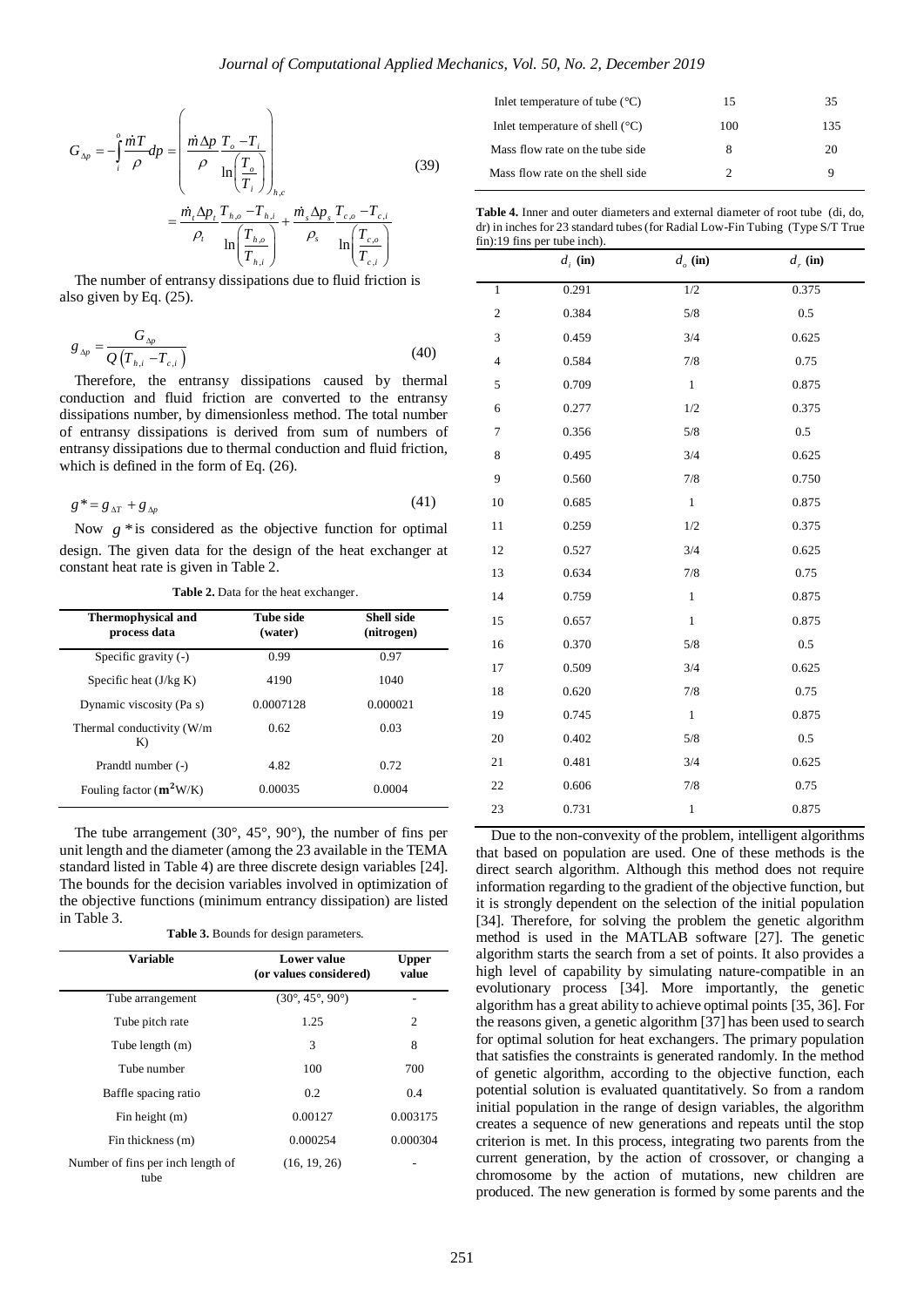$$G_{\Delta p} = -\int_i^o \frac{\dot{m}T}{\rho} dp = \left( \frac{\dot{m}\Delta p}{\rho} \frac{T_o - T_i}{\ln\left(\frac{T_o}{T_i}\right)} \right)_{h,c} = \frac{\dot{m}_t \Delta p_t}{\rho_t} \frac{T_{h,o} - T_{h,i}}{\ln\left(\frac{T_{h,o}}{T_{h,i}}\right)} + \frac{\dot{m}_s \Delta p_s}{\rho_s} \frac{T_{c,o} - T_{c,i}}{\ln\left(\frac{T_{c,o}}{T_{c,i}}\right)} \quad (39)$$

The number of entransy dissipations due to fluid friction is also given by Eq. (25).

$$g_{\Delta p} = \frac{G_{\Delta p}}{Q\left(T_{h,i} - T_{c,i}\right)} \quad (40)$$

Therefore, the entransy dissipations caused by thermal conduction and fluid friction are converted to the entransy dissipations number, by dimensionless method. The total number of entransy dissipations is derived from sum of numbers of entransy dissipations due to thermal conduction and fluid friction, which is defined in the form of Eq. (26).

$$g^* = g_{\Delta T} + g_{\Delta p} \quad (41)$$

Now $g^*$ is considered as the objective function for optimal design. The given data for the design of the heat exchanger at constant heat rate is given in Table 2.

**Table 2.** Data for the heat exchanger.

| Thermophysical and process data | Tube side (water) | Shell side (nitrogen) |
|---|---|---|
| Specific gravity (-) | 0.99 | 0.97 |
| Specific heat (J/kg K) | 4190 | 1040 |
| Dynamic viscosity (Pa s) | 0.0007128 | 0.000021 |
| Thermal conductivity (W/m K) | 0.62 | 0.03 |
| Prandtl number (-) | 4.82 | 0.72 |
| Fouling factor ($\mathbf{m^2}$W/K) | 0.00035 | 0.0004 |
| Inlet temperature of tube (°C) | 15 | 35 |
| Inlet temperature of shell (°C) | 100 | 135 |
| Mass flow rate on the tube side | 8 | 20 |
| Mass flow rate on the shell side | 2 | 9 |

The tube arrangement (30°, 45°, 90°), the number of fins per unit length and the diameter (among the 23 available in the TEMA standard listed in Table 4) are three discrete design variables [24]. The bounds for the decision variables involved in optimization of the objective functions (minimum entrancy dissipation) are listed in Table 3.

**Table 3.** Bounds for design parameters.

| Variable | Lower value (or values considered) | Upper value |
|---|---|---|
| Tube arrangement | (30°, 45°, 90°) | - |
| Tube pitch rate | 1.25 | 2 |
| Tube length (m) | 3 | 8 |
| Tube number | 100 | 700 |
| Baffle spacing ratio | 0.2 | 0.4 |
| Fin height (m) | 0.00127 | 0.003175 |
| Fin thickness (m) | 0.000254 | 0.000304 |
| Number of fins per inch length of tube | (16, 19, 26) | - |

**Table 4.** Inner and outer diameters and external diameter of root tube (di, do, dr) in inches for 23 standard tubes (for Radial Low-Fin Tubing (Type S/T True fin):19 fins per tube inch).

| | $d_i$ (in) | $d_o$ (in) | $d_r$ (in) |
|---|---|---|---|
| 1 | 0.291 | 1/2 | 0.375 |
| 2 | 0.384 | 5/8 | 0.5 |
| 3 | 0.459 | 3/4 | 0.625 |
| 4 | 0.584 | 7/8 | 0.75 |
| 5 | 0.709 | 1 | 0.875 |
| 6 | 0.277 | 1/2 | 0.375 |
| 7 | 0.356 | 5/8 | 0.5 |
| 8 | 0.495 | 3/4 | 0.625 |
| 9 | 0.560 | 7/8 | 0.750 |
| 10 | 0.685 | 1 | 0.875 |
| 11 | 0.259 | 1/2 | 0.375 |
| 12 | 0.527 | 3/4 | 0.625 |
| 13 | 0.634 | 7/8 | 0.75 |
| 14 | 0.759 | 1 | 0.875 |
| 15 | 0.657 | 1 | 0.875 |
| 16 | 0.370 | 5/8 | 0.5 |
| 17 | 0.509 | 3/4 | 0.625 |
| 18 | 0.620 | 7/8 | 0.75 |
| 19 | 0.745 | 1 | 0.875 |
| 20 | 0.402 | 5/8 | 0.5 |
| 21 | 0.481 | 3/4 | 0.625 |
| 22 | 0.606 | 7/8 | 0.75 |
| 23 | 0.731 | 1 | 0.875 |

Due to the non-convexity of the problem, intelligent algorithms that based on population are used. One of these methods is the direct search algorithm. Although this method does not require information regarding to the gradient of the objective function, but it is strongly dependent on the selection of the initial population [34]. Therefore, for solving the problem the genetic algorithm method is used in the MATLAB software [27]. The genetic algorithm starts the search from a set of points. It also provides a high level of capability by simulating nature-compatible in an evolutionary process [34]. More importantly, the genetic algorithm has a great ability to achieve optimal points [35, 36]. For the reasons given, a genetic algorithm [37] has been used to search for optimal solution for heat exchangers. The primary population that satisfies the constraints is generated randomly. In the method of genetic algorithm, according to the objective function, each potential solution is evaluated quantitatively. So from a random initial population in the range of design variables, the algorithm creates a sequence of new generations and repeats until the stop criterion is met. In this process, integrating two parents from the current generation, by the action of crossover, or changing a chromosome by the action of mutations, new children are produced. The new generation is formed by some parents and the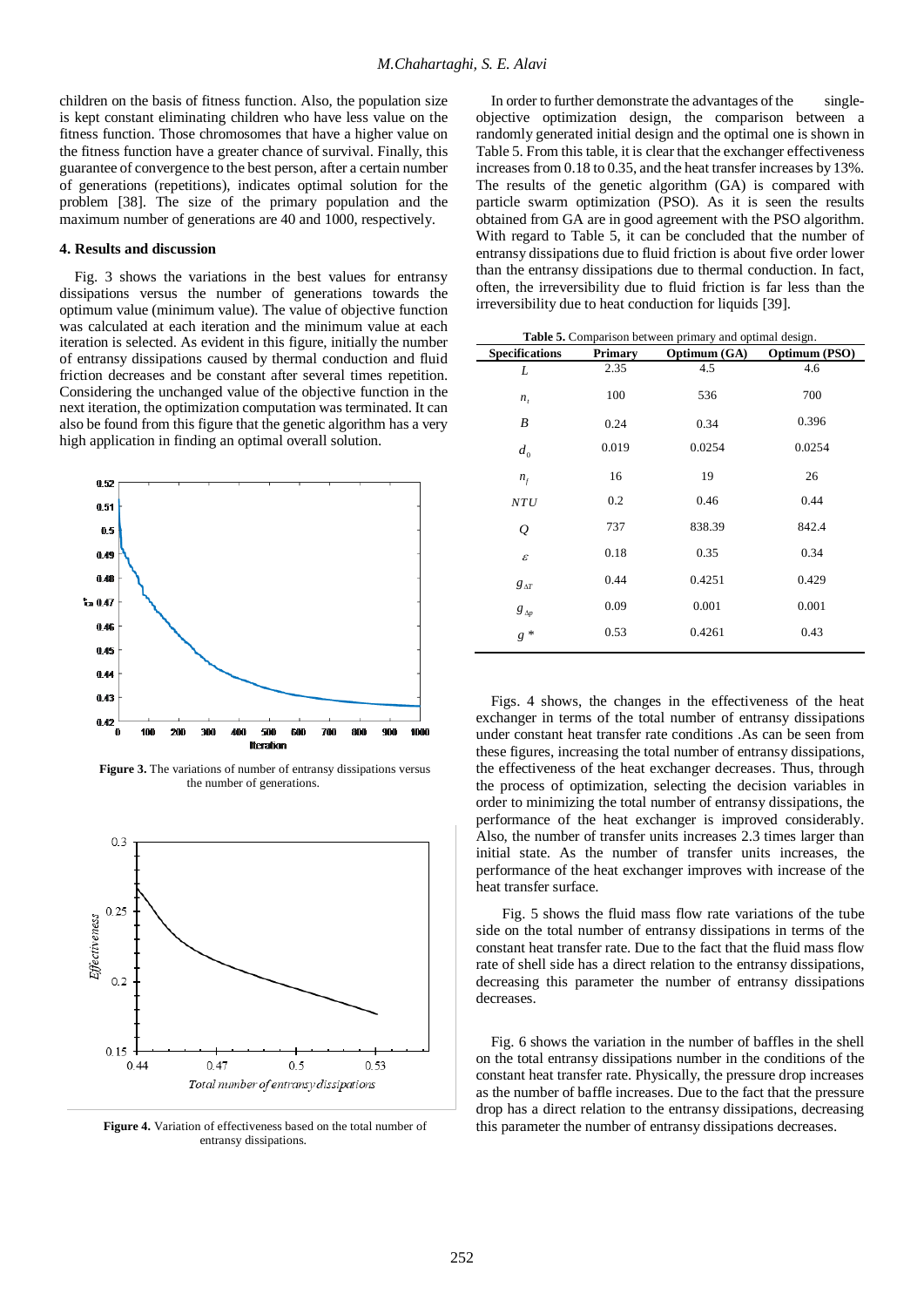children on the basis of fitness function. Also, the population size is kept constant eliminating children who have less value on the fitness function. Those chromosomes that have a higher value on the fitness function have a greater chance of survival. Finally, this guarantee of convergence to the best person, after a certain number of generations (repetitions), indicates optimal solution for the problem [38]. The size of the primary population and the maximum number of generations are 40 and 1000, respectively.

## 4. Results and discussion

Fig. 3 shows the variations in the best values for entransy dissipations versus the number of generations towards the optimum value (minimum value). The value of objective function was calculated at each iteration and the minimum value at each iteration is selected. As evident in this figure, initially the number of entransy dissipations caused by thermal conduction and fluid friction decreases and be constant after several times repetition. Considering the unchanged value of the objective function in the next iteration, the optimization computation was terminated. It can also be found from this figure that the genetic algorithm has a very high application in finding an optimal overall solution.

**Figure 3.** The variations of number of entransy dissipations versus the number of generations.

**Figure 4.** Variation of effectiveness based on the total number of entransy dissipations.

In order to further demonstrate the advantages of the single-objective optimization design, the comparison between a randomly generated initial design and the optimal one is shown in Table 5. From this table, it is clear that the exchanger effectiveness increases from 0.18 to 0.35, and the heat transfer increases by 13%. The results of the genetic algorithm (GA) is compared with particle swarm optimization (PSO). As it is seen the results obtained from GA are in good agreement with the PSO algorithm. With regard to Table 5, it can be concluded that the number of entransy dissipations due to fluid friction is about five order lower than the entransy dissipations due to thermal conduction. In fact, often, the irreversibility due to fluid friction is far less than the irreversibility due to heat conduction for liquids [39].

**Table 5.** Comparison between primary and optimal design.

| Specifications | Primary | Optimum (GA) | Optimum (PSO) |
|---|---|---|---|
| $L$ | 2.35 | 4.5 | 4.6 |
| $n_t$ | 100 | 536 | 700 |
| $B$ | 0.24 | 0.34 | 0.396 |
| $d_0$ | 0.019 | 0.0254 | 0.0254 |
| $n_f$ | 16 | 19 | 26 |
| $NTU$ | 0.2 | 0.46 | 0.44 |
| $Q$ | 737 | 838.39 | 842.4 |
| $\varepsilon$ | 0.18 | 0.35 | 0.34 |
| $g_{\Delta T}$ | 0.44 | 0.4251 | 0.429 |
| $g_{\Delta p}$ | 0.09 | 0.001 | 0.001 |
| $g^*$ | 0.53 | 0.4261 | 0.43 |

Figs. 4 shows, the changes in the effectiveness of the heat exchanger in terms of the total number of entransy dissipations under constant heat transfer rate conditions .As can be seen from these figures, increasing the total number of entransy dissipations, the effectiveness of the heat exchanger decreases. Thus, through the process of optimization, selecting the decision variables in order to minimizing the total number of entransy dissipations, the performance of the heat exchanger is improved considerably. Also, the number of transfer units increases 2.3 times larger than initial state. As the number of transfer units increases, the performance of the heat exchanger improves with increase of the heat transfer surface.

Fig. 5 shows the fluid mass flow rate variations of the tube side on the total number of entransy dissipations in terms of the constant heat transfer rate. Due to the fact that the fluid mass flow rate of shell side has a direct relation to the entransy dissipations, decreasing this parameter the number of entransy dissipations decreases.

Fig. 6 shows the variation in the number of baffles in the shell on the total entransy dissipations number in the conditions of the constant heat transfer rate. Physically, the pressure drop increases as the number of baffle increases. Due to the fact that the pressure drop has a direct relation to the entransy dissipations, decreasing this parameter the number of entransy dissipations decreases.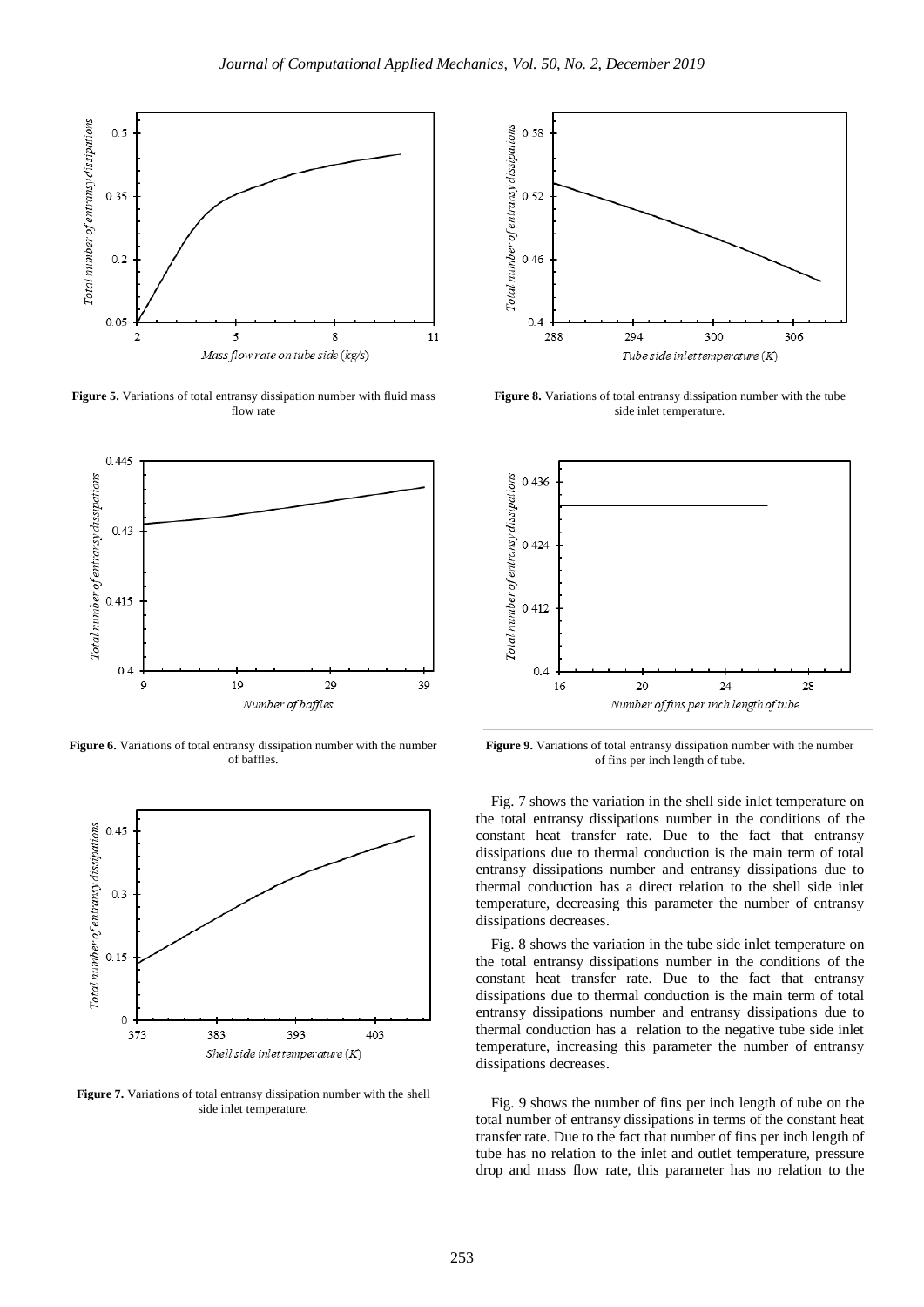**Figure 5.** Variations of total entransy dissipation number with fluid mass flow rate

**Figure 6.** Variations of total entransy dissipation number with the number of baffles.

**Figure 7.** Variations of total entransy dissipation number with the shell side inlet temperature.

**Figure 8.** Variations of total entransy dissipation number with the tube side inlet temperature.

**Figure 9.** Variations of total entransy dissipation number with the number of fins per inch length of tube.

Fig. 7 shows the variation in the shell side inlet temperature on the total entransy dissipations number in the conditions of the constant heat transfer rate. Due to the fact that entransy dissipations due to thermal conduction is the main term of total entransy dissipations number and entransy dissipations due to thermal conduction has a direct relation to the shell side inlet temperature, decreasing this parameter the number of entransy dissipations decreases.

Fig. 8 shows the variation in the tube side inlet temperature on the total entransy dissipations number in the conditions of the constant heat transfer rate. Due to the fact that entransy dissipations due to thermal conduction is the main term of total entransy dissipations number and entransy dissipations due to thermal conduction has a relation to the negative tube side inlet temperature, increasing this parameter the number of entransy dissipations decreases.

Fig. 9 shows the number of fins per inch length of tube on the total number of entransy dissipations in terms of the constant heat transfer rate. Due to the fact that number of fins per inch length of tube has no relation to the inlet and outlet temperature, pressure drop and mass flow rate, this parameter has no relation to the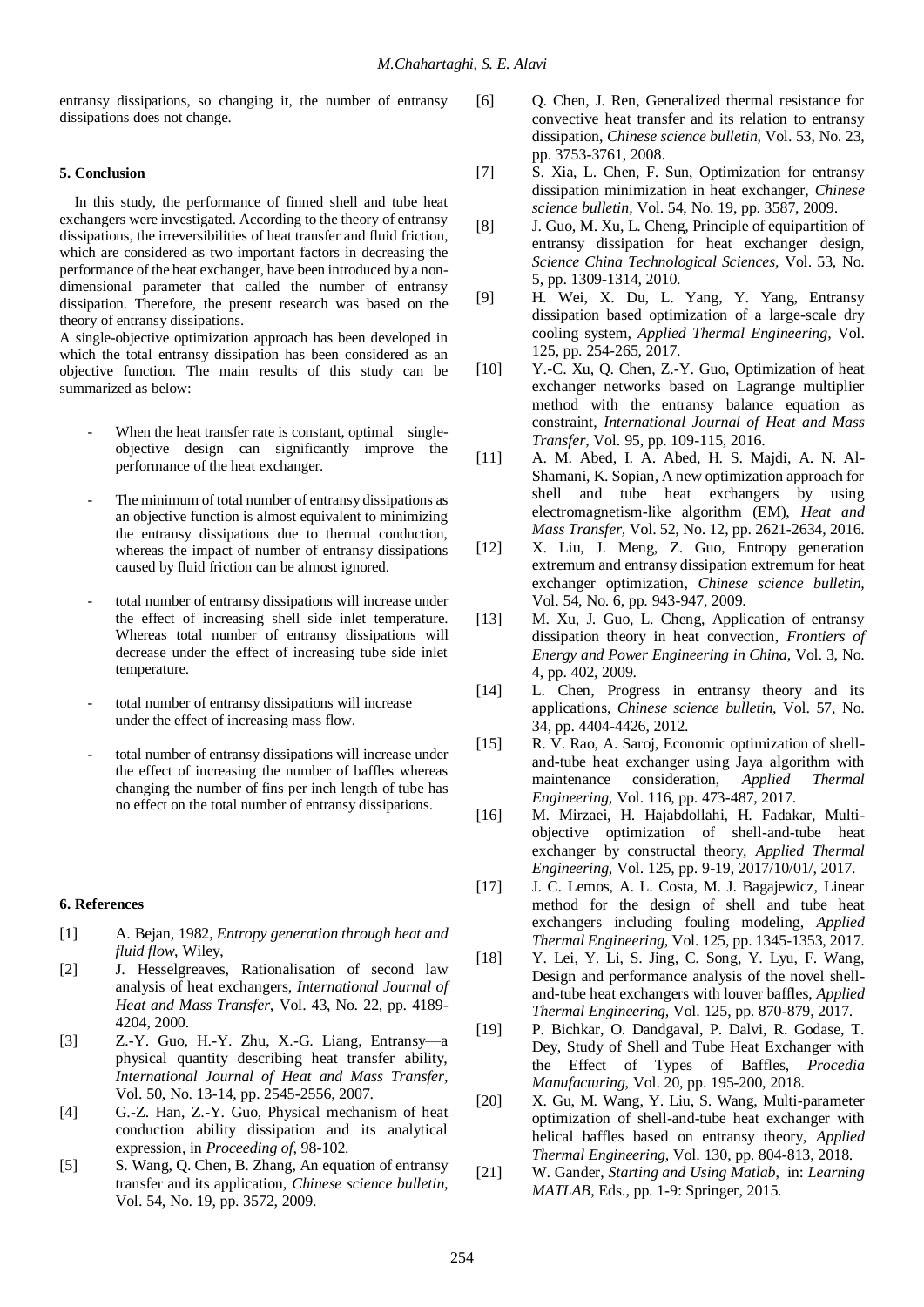entransy dissipations, so changing it, the number of entransy dissipations does not change.

## 5. Conclusion

In this study, the performance of finned shell and tube heat exchangers were investigated. According to the theory of entransy dissipations, the irreversibilities of heat transfer and fluid friction, which are considered as two important factors in decreasing the performance of the heat exchanger, have been introduced by a non-dimensional parameter that called the number of entransy dissipation. Therefore, the present research was based on the theory of entransy dissipations.

A single-objective optimization approach has been developed in which the total entransy dissipation has been considered as an objective function. The main results of this study can be summarized as below:

- When the heat transfer rate is constant, optimal single-objective design can significantly improve the performance of the heat exchanger.
- The minimum of total number of entransy dissipations as an objective function is almost equivalent to minimizing the entransy dissipations due to thermal conduction, whereas the impact of number of entransy dissipations caused by fluid friction can be almost ignored.
- total number of entransy dissipations will increase under the effect of increasing shell side inlet temperature. Whereas total number of entransy dissipations will decrease under the effect of increasing tube side inlet temperature.
- total number of entransy dissipations will increase under the effect of increasing mass flow.
- total number of entransy dissipations will increase under the effect of increasing the number of baffles whereas changing the number of fins per inch length of tube has no effect on the total number of entransy dissipations.

## 6. References

[1] A. Bejan, 1982, *Entropy generation through heat and fluid flow*, Wiley,

[2] J. Hesselgreaves, Rationalisation of second law analysis of heat exchangers, *International Journal of Heat and Mass Transfer*, Vol. 43, No. 22, pp. 4189-4204, 2000.

[3] Z.-Y. Guo, H.-Y. Zhu, X.-G. Liang, Entransy—a physical quantity describing heat transfer ability, *International Journal of Heat and Mass Transfer*, Vol. 50, No. 13-14, pp. 2545-2556, 2007.

[4] G.-Z. Han, Z.-Y. Guo, Physical mechanism of heat conduction ability dissipation and its analytical expression, in *Proceeding of,* 98-102.

[5] S. Wang, Q. Chen, B. Zhang, An equation of entransy transfer and its application, *Chinese science bulletin*, Vol. 54, No. 19, pp. 3572, 2009.

[6] Q. Chen, J. Ren, Generalized thermal resistance for convective heat transfer and its relation to entransy dissipation, *Chinese science bulletin,* Vol. 53, No. 23, pp. 3753-3761, 2008.

[7] S. Xia, L. Chen, F. Sun, Optimization for entransy dissipation minimization in heat exchanger, *Chinese science bulletin,* Vol. 54, No. 19, pp. 3587, 2009.

[8] J. Guo, M. Xu, L. Cheng, Principle of equipartition of entransy dissipation for heat exchanger design, *Science China Technological Sciences,* Vol. 53, No. 5, pp. 1309-1314, 2010.

[9] H. Wei, X. Du, L. Yang, Y. Yang, Entransy dissipation based optimization of a large-scale dry cooling system, *Applied Thermal Engineering,* Vol. 125, pp. 254-265, 2017.

[10] Y.-C. Xu, Q. Chen, Z.-Y. Guo, Optimization of heat exchanger networks based on Lagrange multiplier method with the entransy balance equation as constraint, *International Journal of Heat and Mass Transfer,* Vol. 95, pp. 109-115, 2016.

[11] A. M. Abed, I. A. Abed, H. S. Majdi, A. N. Al-Shamani, K. Sopian, A new optimization approach for shell and tube heat exchangers by using electromagnetism-like algorithm (EM), *Heat and Mass Transfer,* Vol. 52, No. 12, pp. 2621-2634, 2016.

[12] X. Liu, J. Meng, Z. Guo, Entropy generation extremum and entransy dissipation extremum for heat exchanger optimization, *Chinese science bulletin,* Vol. 54, No. 6, pp. 943-947, 2009.

[13] M. Xu, J. Guo, L. Cheng, Application of entransy dissipation theory in heat convection, *Frontiers of Energy and Power Engineering in China,* Vol. 3, No. 4, pp. 402, 2009.

[14] L. Chen, Progress in entransy theory and its applications, *Chinese science bulletin,* Vol. 57, No. 34, pp. 4404-4426, 2012.

[15] R. V. Rao, A. Saroj, Economic optimization of shell-and-tube heat exchanger using Jaya algorithm with maintenance consideration, *Applied Thermal Engineering,* Vol. 116, pp. 473-487, 2017.

[16] M. Mirzaei, H. Hajabdollahi, H. Fadakar, Multi-objective optimization of shell-and-tube heat exchanger by constructal theory, *Applied Thermal Engineering,* Vol. 125, pp. 9-19, 2017/10/01/, 2017.

[17] J. C. Lemos, A. L. Costa, M. J. Bagajewicz, Linear method for the design of shell and tube heat exchangers including fouling modeling, *Applied Thermal Engineering,* Vol. 125, pp. 1345-1353, 2017.

[18] Y. Lei, Y. Li, S. Jing, C. Song, Y. Lyu, F. Wang, Design and performance analysis of the novel shell-and-tube heat exchangers with louver baffles, *Applied Thermal Engineering,* Vol. 125, pp. 870-879, 2017.

[19] P. Bichkar, O. Dandgaval, P. Dalvi, R. Godase, T. Dey, Study of Shell and Tube Heat Exchanger with the Effect of Types of Baffles, *Procedia Manufacturing,* Vol. 20, pp. 195-200, 2018.

[20] X. Gu, M. Wang, Y. Liu, S. Wang, Multi-parameter optimization of shell-and-tube heat exchanger with helical baffles based on entransy theory, *Applied Thermal Engineering,* Vol. 130, pp. 804-813, 2018.

[21] W. Gander, *Starting and Using Matlab,* in: *Learning MATLAB*, Eds., pp. 1-9: Springer, 2015.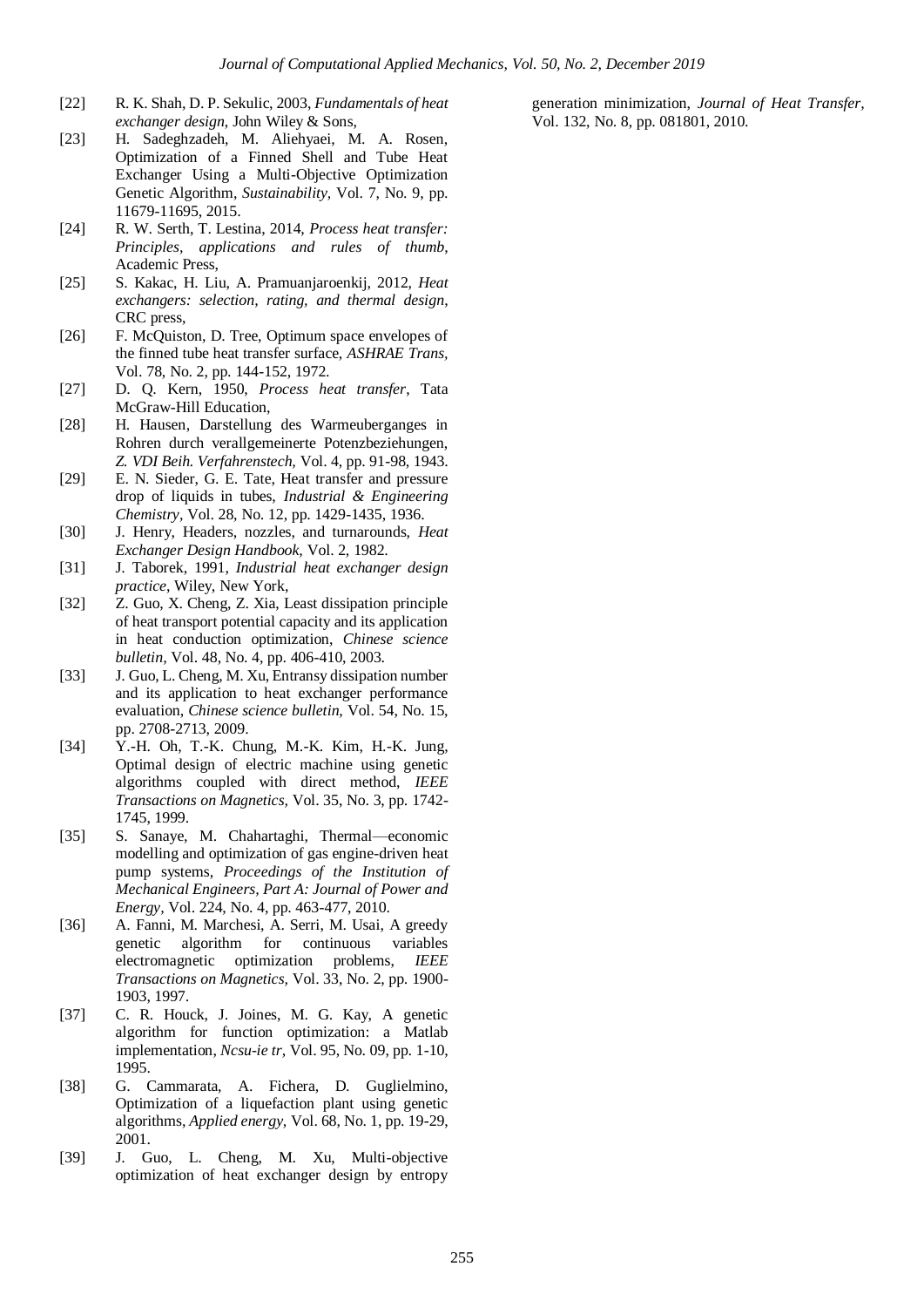[22] R. K. Shah, D. P. Sekulic, 2003, *Fundamentals of heat exchanger design*, John Wiley & Sons,

[23] H. Sadeghzadeh, M. Aliehyaei, M. A. Rosen, Optimization of a Finned Shell and Tube Heat Exchanger Using a Multi-Objective Optimization Genetic Algorithm, *Sustainability*, Vol. 7, No. 9, pp. 11679-11695, 2015.

[24] R. W. Serth, T. Lestina, 2014, *Process heat transfer: Principles, applications and rules of thumb*, Academic Press,

[25] S. Kakac, H. Liu, A. Pramuanjaroenkij, 2012, *Heat exchangers: selection, rating, and thermal design*, CRC press,

[26] F. McQuiston, D. Tree, Optimum space envelopes of the finned tube heat transfer surface, *ASHRAE Trans*, Vol. 78, No. 2, pp. 144-152, 1972.

[27] D. Q. Kern, 1950, *Process heat transfer*, Tata McGraw-Hill Education,

[28] H. Hausen, Darstellung des Warmeuberganges in Rohren durch verallgemeinerte Potenzbeziehungen, *Z. VDI Beih. Verfahrenstech*, Vol. 4, pp. 91-98, 1943.

[29] E. N. Sieder, G. E. Tate, Heat transfer and pressure drop of liquids in tubes, *Industrial & Engineering Chemistry*, Vol. 28, No. 12, pp. 1429-1435, 1936.

[30] J. Henry, Headers, nozzles, and turnarounds, *Heat Exchanger Design Handbook*, Vol. 2, 1982.

[31] J. Taborek, 1991, *Industrial heat exchanger design practice*, Wiley, New York,

[32] Z. Guo, X. Cheng, Z. Xia, Least dissipation principle of heat transport potential capacity and its application in heat conduction optimization, *Chinese science bulletin*, Vol. 48, No. 4, pp. 406-410, 2003.

[33] J. Guo, L. Cheng, M. Xu, Entransy dissipation number and its application to heat exchanger performance evaluation, *Chinese science bulletin*, Vol. 54, No. 15, pp. 2708-2713, 2009.

[34] Y.-H. Oh, T.-K. Chung, M.-K. Kim, H.-K. Jung, Optimal design of electric machine using genetic algorithms coupled with direct method, *IEEE Transactions on Magnetics*, Vol. 35, No. 3, pp. 1742-1745, 1999.

[35] S. Sanaye, M. Chahartaghi, Thermal—economic modelling and optimization of gas engine-driven heat pump systems, *Proceedings of the Institution of Mechanical Engineers, Part A: Journal of Power and Energy*, Vol. 224, No. 4, pp. 463-477, 2010.

[36] A. Fanni, M. Marchesi, A. Serri, M. Usai, A greedy genetic algorithm for continuous variables electromagnetic optimization problems, *IEEE Transactions on Magnetics*, Vol. 33, No. 2, pp. 1900-1903, 1997.

[37] C. R. Houck, J. Joines, M. G. Kay, A genetic algorithm for function optimization: a Matlab implementation, *Ncsu-ie tr*, Vol. 95, No. 09, pp. 1-10, 1995.

[38] G. Cammarata, A. Fichera, D. Guglielmino, Optimization of a liquefaction plant using genetic algorithms, *Applied energy*, Vol. 68, No. 1, pp. 19-29, 2001.

[39] J. Guo, L. Cheng, M. Xu, Multi-objective optimization of heat exchanger design by entropy generation minimization, *Journal of Heat Transfer*, Vol. 132, No. 8, pp. 081801, 2010.